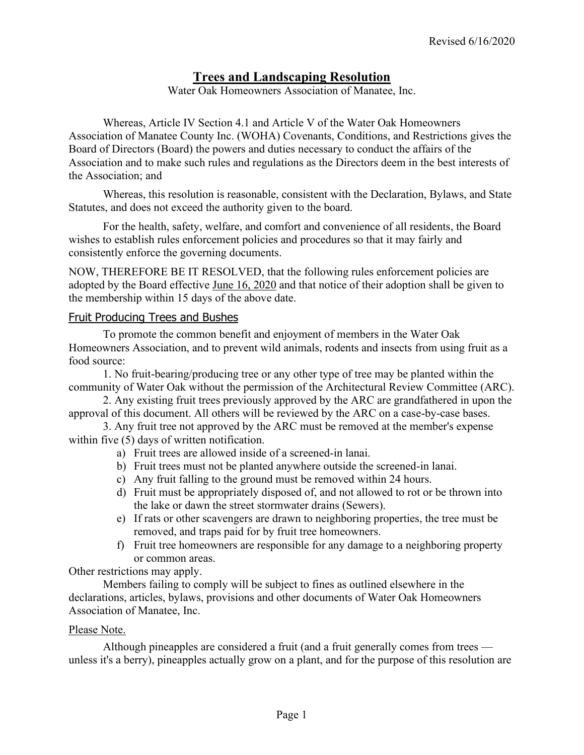Revised 6/16/2020

# Trees and Landscaping Resolution

Water Oak Homeowners Association of Manatee, Inc.

Whereas, Article IV Section 4.1 and Article V of the Water Oak Homeowners Association of Manatee County Inc. (WOHA) Covenants, Conditions, and Restrictions gives the Board of Directors (Board) the powers and duties necessary to conduct the affairs of the Association and to make such rules and regulations as the Directors deem in the best interests of the Association; and

Whereas, this resolution is reasonable, consistent with the Declaration, Bylaws, and State Statutes, and does not exceed the authority given to the board.

For the health, safety, welfare, and comfort and convenience of all residents, the Board wishes to establish rules enforcement policies and procedures so that it may fairly and consistently enforce the governing documents.

NOW, THEREFORE BE IT RESOLVED, that the following rules enforcement policies are adopted by the Board effective June 16, 2020 and that notice of their adoption shall be given to the membership within 15 days of the above date.

## Fruit Producing Trees and Bushes

To promote the common benefit and enjoyment of members in the Water Oak Homeowners Association, and to prevent wild animals, rodents and insects from using fruit as a food source:

1. No fruit-bearing/producing tree or any other type of tree may be planted within the community of Water Oak without the permission of the Architectural Review Committee (ARC).
2. Any existing fruit trees previously approved by the ARC are grandfathered in upon the approval of this document. All others will be reviewed by the ARC on a case-by-case bases.
3. Any fruit tree not approved by the ARC must be removed at the member's expense within five (5) days of written notification.
   a) Fruit trees are allowed inside of a screened-in lanai.
   b) Fruit trees must not be planted anywhere outside the screened-in lanai.
   c) Any fruit falling to the ground must be removed within 24 hours.
   d) Fruit must be appropriately disposed of, and not allowed to rot or be thrown into the lake or dawn the street stormwater drains (Sewers).
   e) If rats or other scavengers are drawn to neighboring properties, the tree must be removed, and traps paid for by fruit tree homeowners.
   f) Fruit tree homeowners are responsible for any damage to a neighboring property or common areas.

Other restrictions may apply.

Members failing to comply will be subject to fines as outlined elsewhere in the declarations, articles, bylaws, provisions and other documents of Water Oak Homeowners Association of Manatee, Inc.

Please Note.

Although pineapples are considered a fruit (and a fruit generally comes from trees — unless it's a berry), pineapples actually grow on a plant, and for the purpose of this resolution are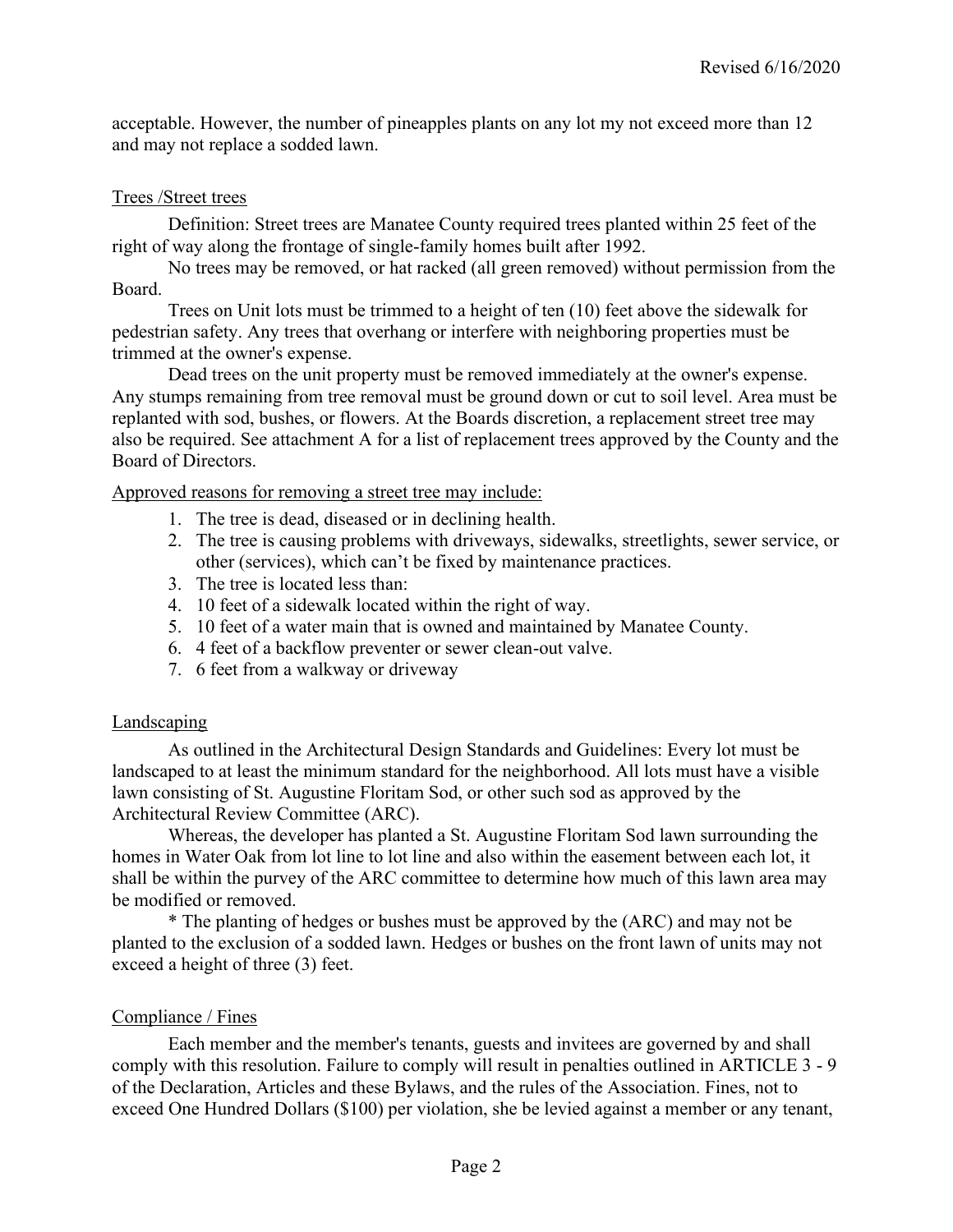acceptable. However, the number of pineapples plants on any lot my not exceed more than 12 and may not replace a sodded lawn.

<u>Trees /Street trees</u>

Definition: Street trees are Manatee County required trees planted within 25 feet of the right of way along the frontage of single-family homes built after 1992.

No trees may be removed, or hat racked (all green removed) without permission from the Board.

Trees on Unit lots must be trimmed to a height of ten (10) feet above the sidewalk for pedestrian safety. Any trees that overhang or interfere with neighboring properties must be trimmed at the owner's expense.

Dead trees on the unit property must be removed immediately at the owner's expense. Any stumps remaining from tree removal must be ground down or cut to soil level. Area must be replanted with sod, bushes, or flowers. At the Boards discretion, a replacement street tree may also be required. See attachment A for a list of replacement trees approved by the County and the Board of Directors.

<u>Approved reasons for removing a street tree may include:</u>

1. The tree is dead, diseased or in declining health.
2. The tree is causing problems with driveways, sidewalks, streetlights, sewer service, or other (services), which can't be fixed by maintenance practices.
3. The tree is located less than:
4. 10 feet of a sidewalk located within the right of way.
5. 10 feet of a water main that is owned and maintained by Manatee County.
6. 4 feet of a backflow preventer or sewer clean-out valve.
7. 6 feet from a walkway or driveway

<u>Landscaping</u>

As outlined in the Architectural Design Standards and Guidelines: Every lot must be landscaped to at least the minimum standard for the neighborhood. All lots must have a visible lawn consisting of St. Augustine Floritam Sod, or other such sod as approved by the Architectural Review Committee (ARC).

Whereas, the developer has planted a St. Augustine Floritam Sod lawn surrounding the homes in Water Oak from lot line to lot line and also within the easement between each lot, it shall be within the purvey of the ARC committee to determine how much of this lawn area may be modified or removed.

* The planting of hedges or bushes must be approved by the (ARC) and may not be planted to the exclusion of a sodded lawn. Hedges or bushes on the front lawn of units may not exceed a height of three (3) feet.

<u>Compliance / Fines</u>

Each member and the member's tenants, guests and invitees are governed by and shall comply with this resolution. Failure to comply will result in penalties outlined in ARTICLE 3 - 9 of the Declaration, Articles and these Bylaws, and the rules of the Association. Fines, not to exceed One Hundred Dollars ($100) per violation, she be levied against a member or any tenant,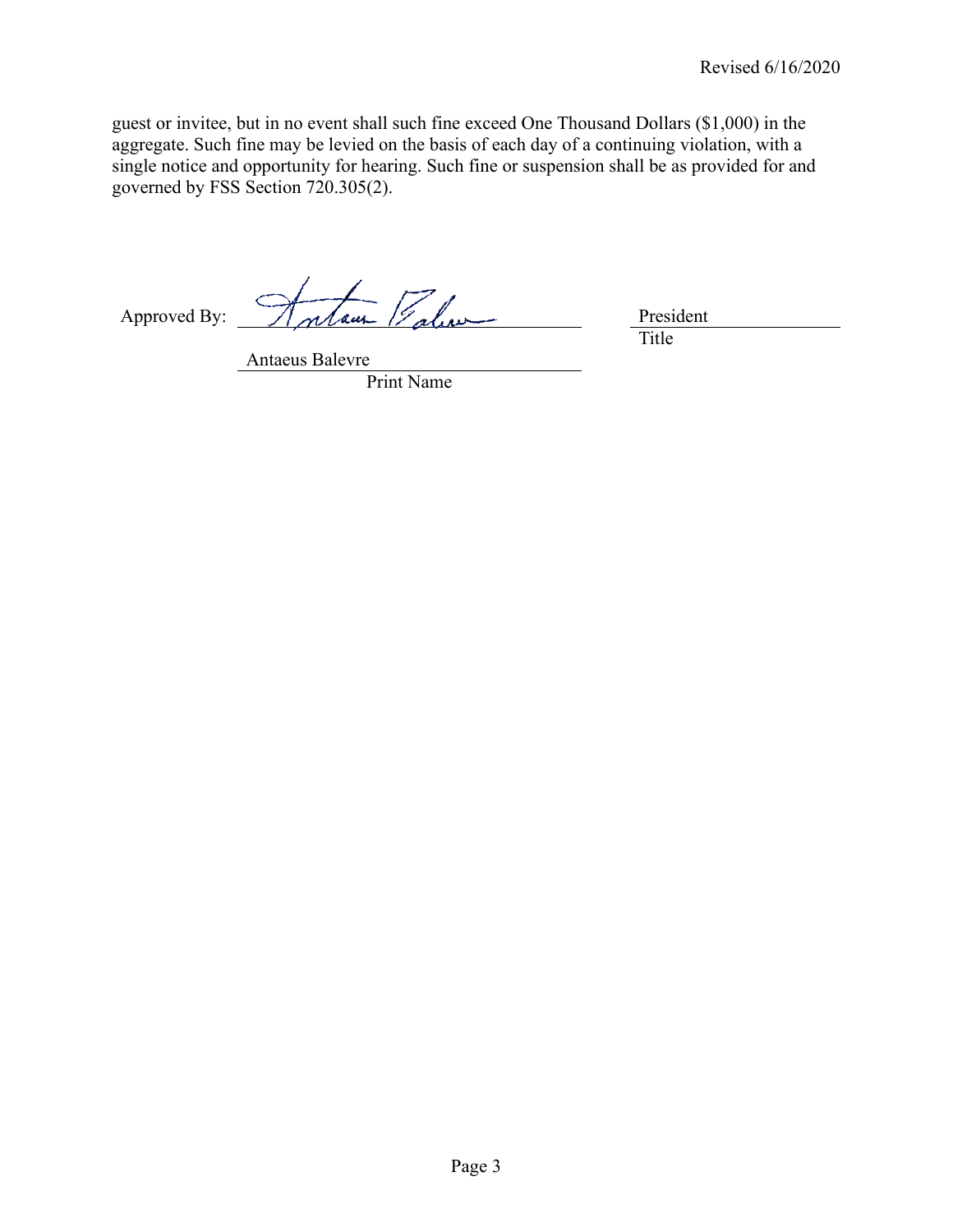guest or invitee, but in no event shall such fine exceed One Thousand Dollars ($1,000) in the aggregate. Such fine may be levied on the basis of each day of a continuing violation, with a single notice and opportunity for hearing. Such fine or suspension shall be as provided for and governed by FSS Section 720.305(2).

Approved By: ______________________ President
Title

Antaeus Balevre
Print Name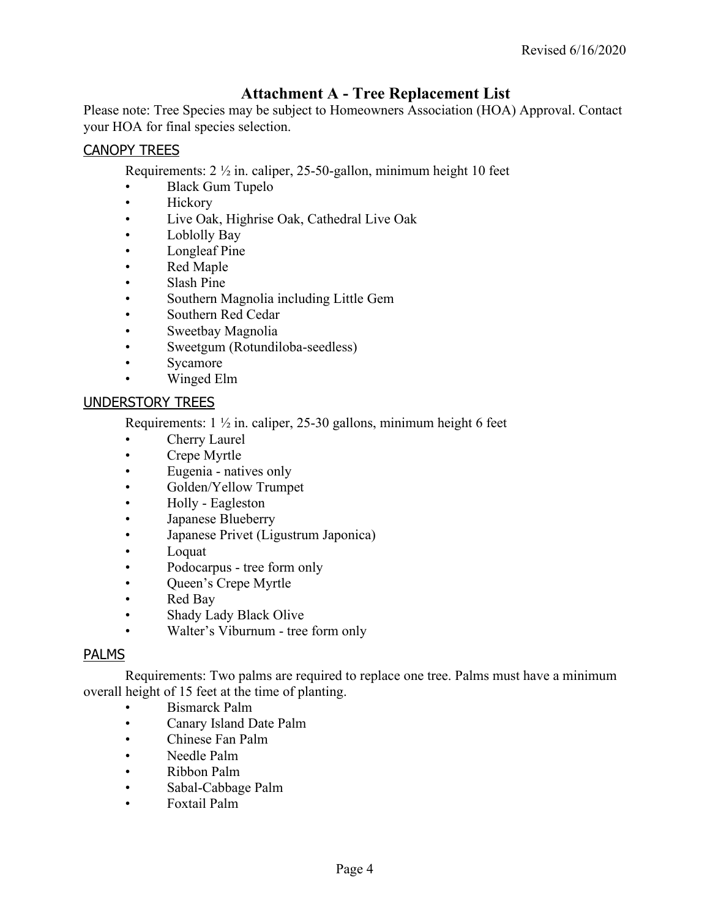# Attachment A - Tree Replacement List

Please note: Tree Species may be subject to Homeowners Association (HOA) Approval. Contact your HOA for final species selection.

## CANOPY TREES

Requirements: 2 ½ in. caliper, 25-50-gallon, minimum height 10 feet

- Black Gum Tupelo
- Hickory
- Live Oak, Highrise Oak, Cathedral Live Oak
- Loblolly Bay
- Longleaf Pine
- Red Maple
- Slash Pine
- Southern Magnolia including Little Gem
- Southern Red Cedar
- Sweetbay Magnolia
- Sweetgum (Rotundiloba-seedless)
- Sycamore
- Winged Elm

## UNDERSTORY TREES

Requirements: 1 ½ in. caliper, 25-30 gallons, minimum height 6 feet

- Cherry Laurel
- Crepe Myrtle
- Eugenia - natives only
- Golden/Yellow Trumpet
- Holly - Eagleston
- Japanese Blueberry
- Japanese Privet (Ligustrum Japonica)
- Loquat
- Podocarpus - tree form only
- Queen's Crepe Myrtle
- Red Bay
- Shady Lady Black Olive
- Walter's Viburnum - tree form only

## PALMS

Requirements: Two palms are required to replace one tree. Palms must have a minimum overall height of 15 feet at the time of planting.

- Bismarck Palm
- Canary Island Date Palm
- Chinese Fan Palm
- Needle Palm
- Ribbon Palm
- Sabal-Cabbage Palm
- Foxtail Palm